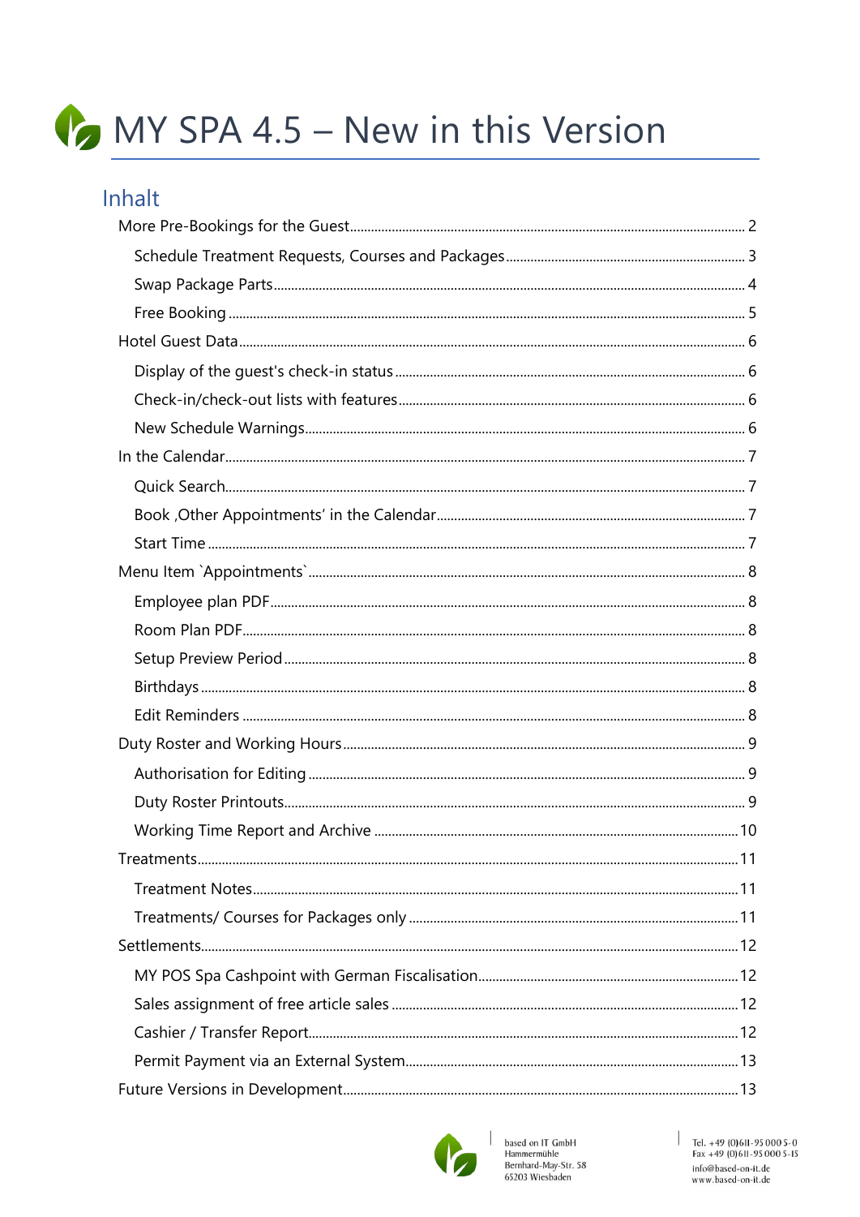# MY SPA 4.5 – New in this Version

## Inhalt

- More Pre-Bookings for the Guest ..... 2
  - Schedule Treatment Requests, Courses and Packages ..... 3
  - Swap Package Parts ..... 4
  - Free Booking ..... 5
- Hotel Guest Data ..... 6
  - Display of the guest's check-in status ..... 6
  - Check-in/check-out lists with features ..... 6
  - New Schedule Warnings ..... 6
- In the Calendar ..... 7
  - Quick Search ..... 7
  - Book ‚Other Appointments' in the Calendar ..... 7
  - Start Time ..... 7
- Menu Item `Appointments` ..... 8
  - Employee plan PDF ..... 8
  - Room Plan PDF ..... 8
  - Setup Preview Period ..... 8
  - Birthdays ..... 8
  - Edit Reminders ..... 8
- Duty Roster and Working Hours ..... 9
  - Authorisation for Editing ..... 9
  - Duty Roster Printouts ..... 9
  - Working Time Report and Archive ..... 10
- Treatments ..... 11
  - Treatment Notes ..... 11
  - Treatments/ Courses for Packages only ..... 11
- Settlements ..... 12
  - MY POS Spa Cashpoint with German Fiscalisation ..... 12
  - Sales assignment of free article sales ..... 12
  - Cashier / Transfer Report ..... 12
  - Permit Payment via an External System ..... 13
- Future Versions in Development ..... 13

based on IT GmbH
Hammermühle
Bernhard-May-Str. 58
65203 Wiesbaden

Tel. +49 (0)611-95 000 5-0
Fax +49 (0)611-95 000 5-15
info@based-on-it.de
www.based-on-it.de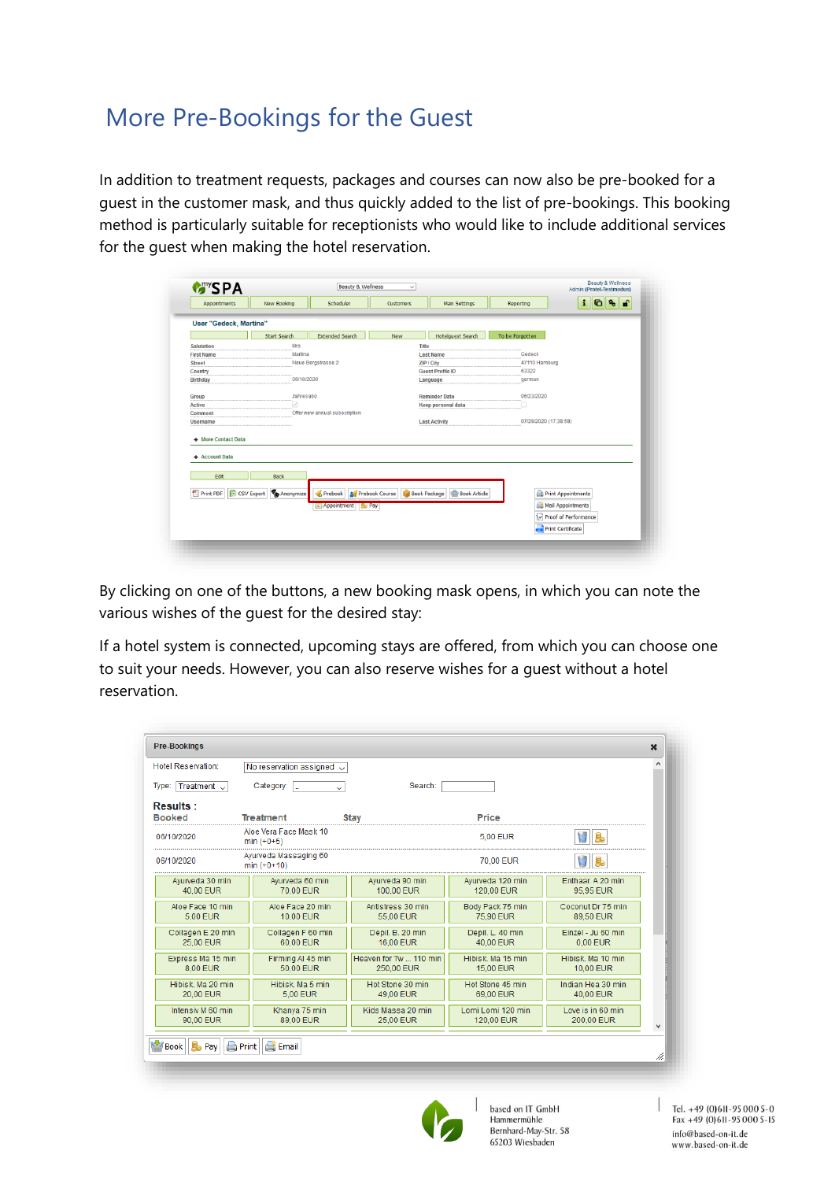# More Pre-Bookings for the Guest

In addition to treatment requests, packages and courses can now also be pre-booked for a guest in the customer mask, and thus quickly added to the list of pre-bookings. This booking method is particularly suitable for receptionists who would like to include additional services for the guest when making the hotel reservation.

By clicking on one of the buttons, a new booking mask opens, in which you can note the various wishes of the guest for the desired stay:

If a hotel system is connected, upcoming stays are offered, from which you can choose one to suit your needs. However, you can also reserve wishes for a guest without a hotel reservation.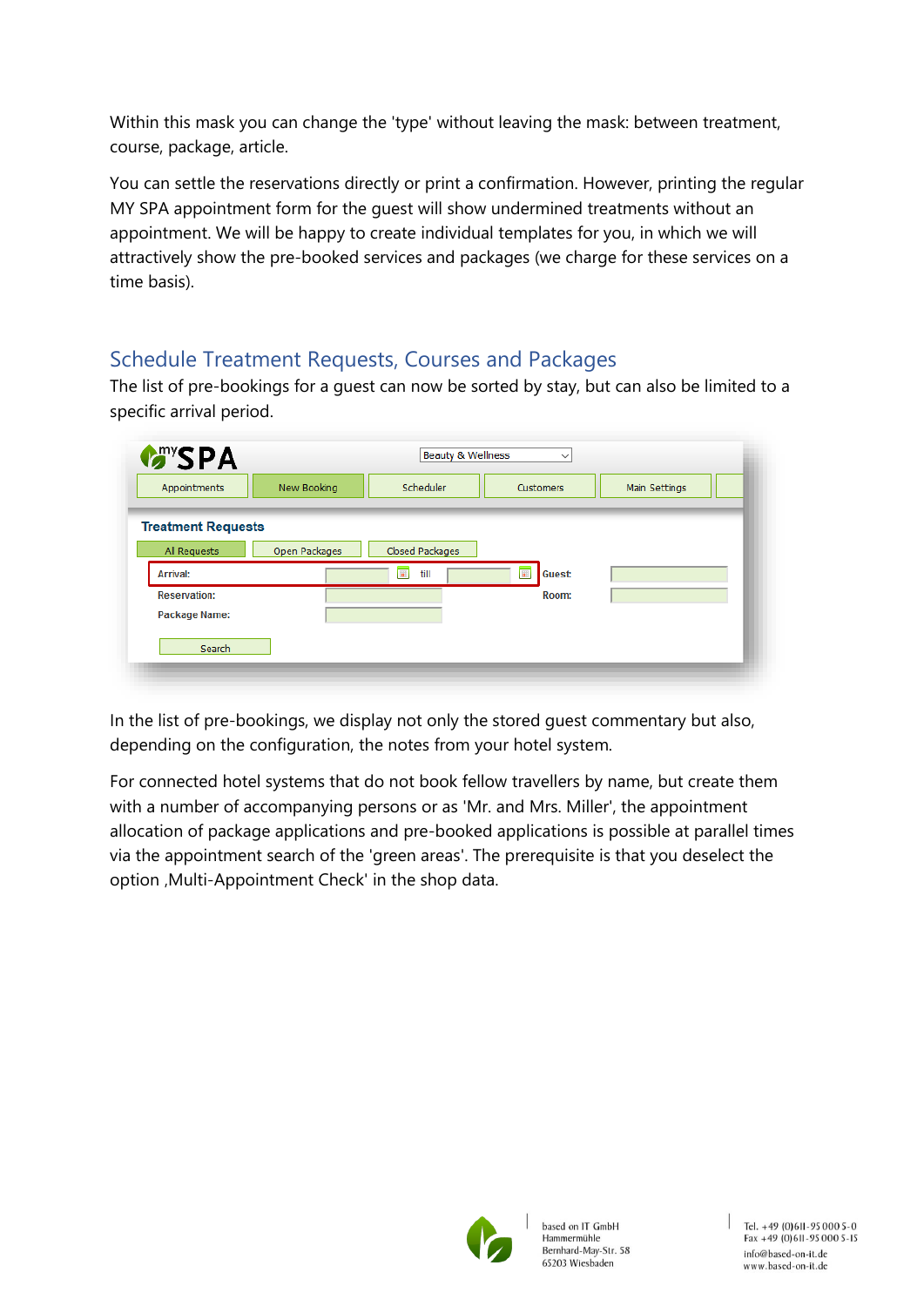Within this mask you can change the 'type' without leaving the mask: between treatment, course, package, article.

You can settle the reservations directly or print a confirmation. However, printing the regular MY SPA appointment form for the guest will show undermined treatments without an appointment. We will be happy to create individual templates for you, in which we will attractively show the pre-booked services and packages (we charge for these services on a time basis).

## Schedule Treatment Requests, Courses and Packages

The list of pre-bookings for a guest can now be sorted by stay, but can also be limited to a specific arrival period.

In the list of pre-bookings, we display not only the stored guest commentary but also, depending on the configuration, the notes from your hotel system.

For connected hotel systems that do not book fellow travellers by name, but create them with a number of accompanying persons or as 'Mr. and Mrs. Miller', the appointment allocation of package applications and pre-booked applications is possible at parallel times via the appointment search of the 'green areas'. The prerequisite is that you deselect the option ‚Multi-Appointment Check' in the shop data.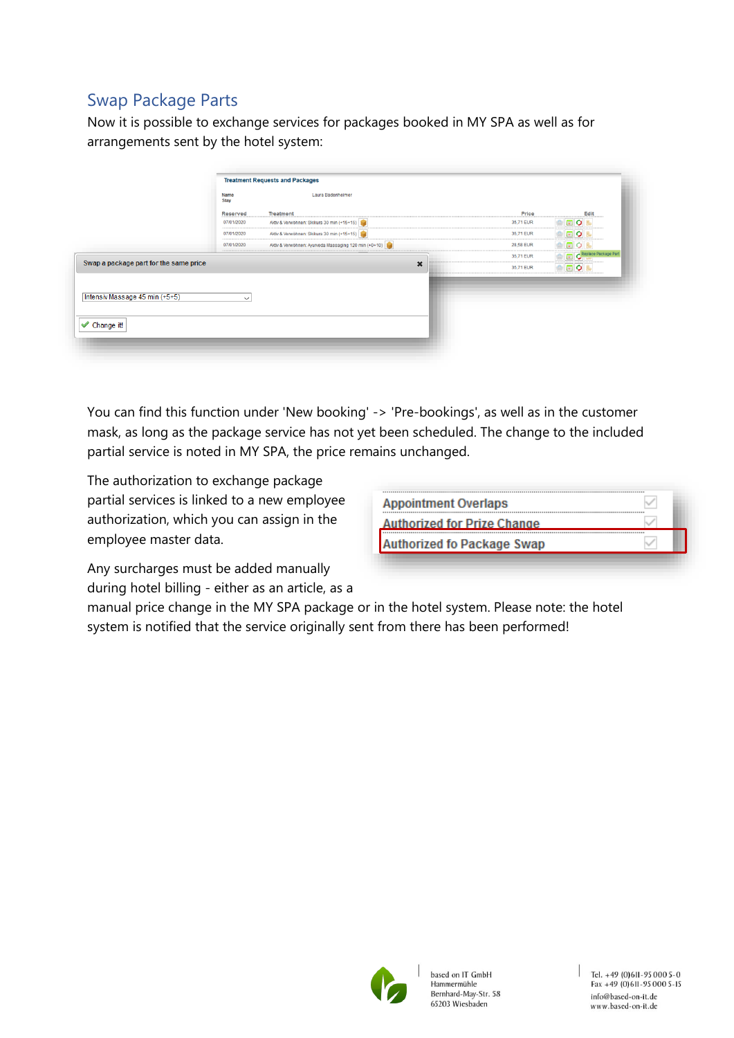## Swap Package Parts

Now it is possible to exchange services for packages booked in MY SPA as well as for arrangements sent by the hotel system:

You can find this function under 'New booking' -> 'Pre-bookings', as well as in the customer mask, as long as the package service has not yet been scheduled. The change to the included partial service is noted in MY SPA, the price remains unchanged.

The authorization to exchange package partial services is linked to a new employee authorization, which you can assign in the employee master data.

Any surcharges must be added manually during hotel billing - either as an article, as a manual price change in the MY SPA package or in the hotel system. Please note: the hotel system is notified that the service originally sent from there has been performed!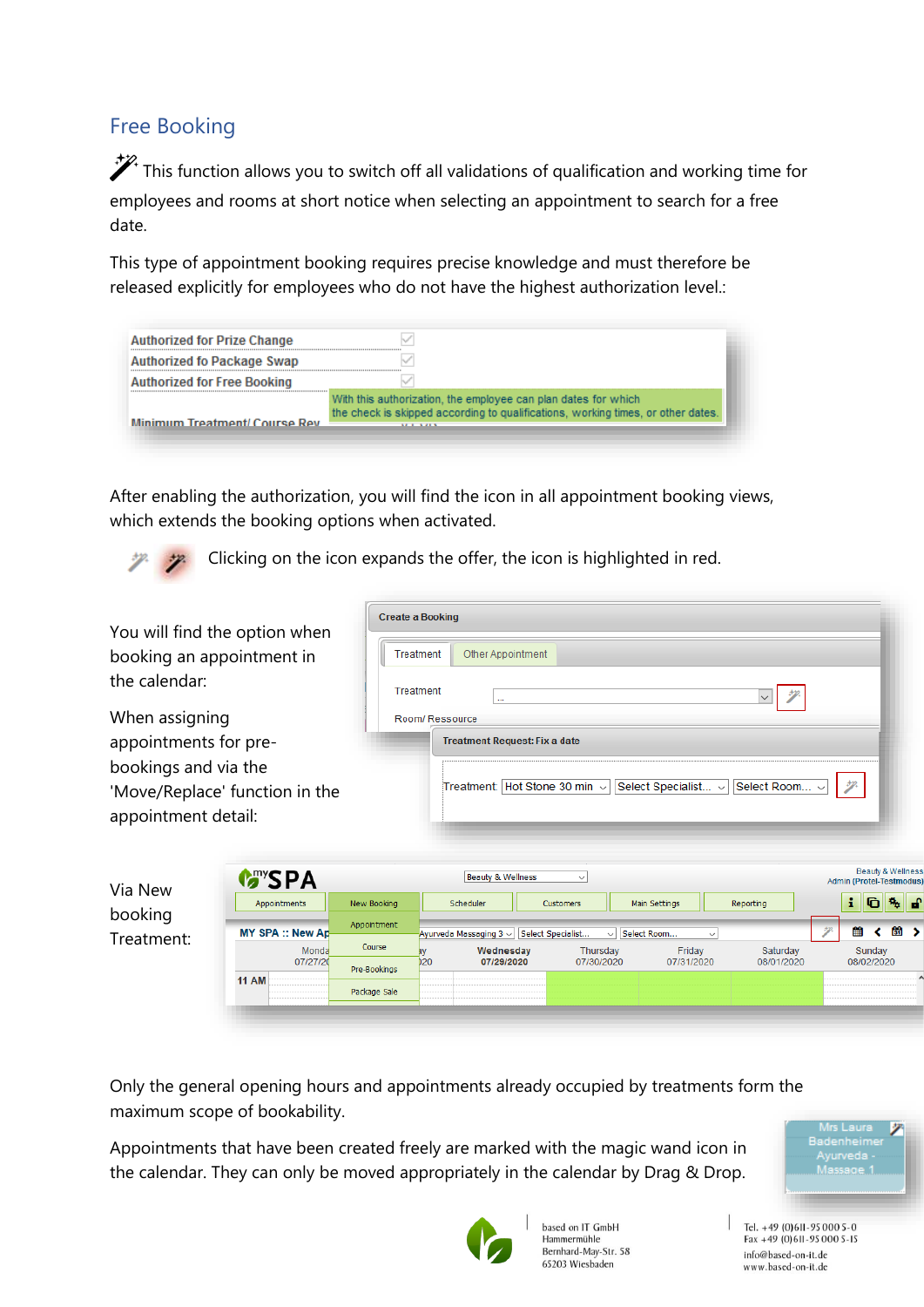## Free Booking

This function allows you to switch off all validations of qualification and working time for employees and rooms at short notice when selecting an appointment to search for a free date.

This type of appointment booking requires precise knowledge and must therefore be released explicitly for employees who do not have the highest authorization level.:

After enabling the authorization, you will find the icon in all appointment booking views, which extends the booking options when activated.

Clicking on the icon expands the offer, the icon is highlighted in red.

You will find the option when booking an appointment in the calendar:

When assigning appointments for pre-bookings and via the 'Move/Replace' function in the appointment detail:

Via New booking Treatment:

Only the general opening hours and appointments already occupied by treatments form the maximum scope of bookability.

Appointments that have been created freely are marked with the magic wand icon in the calendar. They can only be moved appropriately in the calendar by Drag & Drop.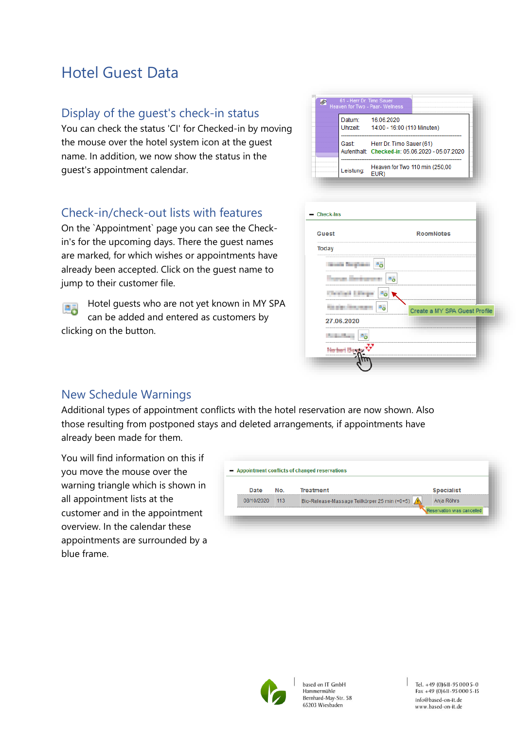# Hotel Guest Data

## Display of the guest's check-in status

You can check the status 'CI' for Checked-in by moving the mouse over the hotel system icon at the guest name. In addition, we now show the status in the guest's appointment calendar.

## Check-in/check-out lists with features

On the `Appointment` page you can see the Check-in's for the upcoming days. There the guest names are marked, for which wishes or appointments have already been accepted. Click on the guest name to jump to their customer file.

Hotel guests who are not yet known in MY SPA can be added and entered as customers by clicking on the button.

## New Schedule Warnings

Additional types of appointment conflicts with the hotel reservation are now shown. Also those resulting from postponed stays and deleted arrangements, if appointments have already been made for them.

You will find information on this if you move the mouse over the warning triangle which is shown in all appointment lists at the customer and in the appointment overview. In the calendar these appointments are surrounded by a blue frame.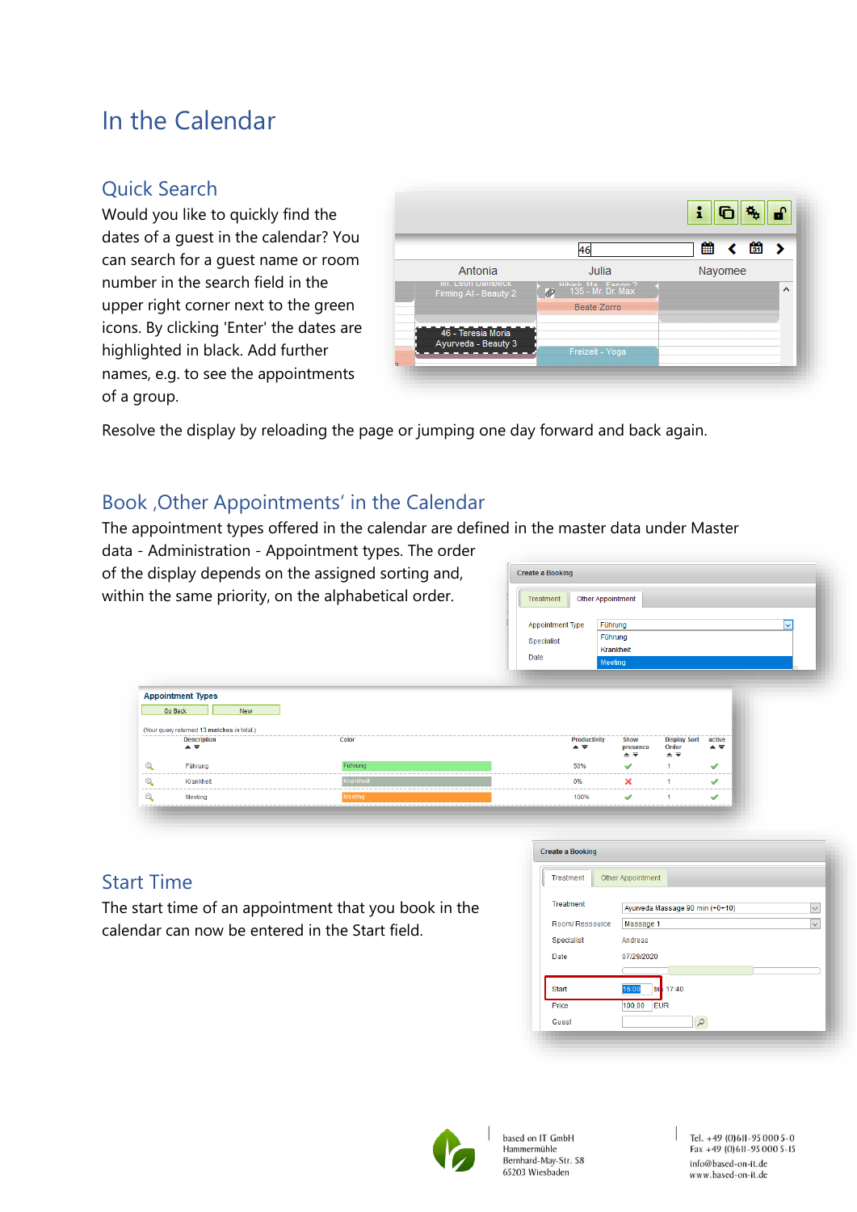# In the Calendar

## Quick Search

Would you like to quickly find the dates of a guest in the calendar? You can search for a guest name or room number in the search field in the upper right corner next to the green icons. By clicking 'Enter' the dates are highlighted in black. Add further names, e.g. to see the appointments of a group.

Resolve the display by reloading the page or jumping one day forward and back again.

## Book ‚Other Appointments' in the Calendar

The appointment types offered in the calendar are defined in the master data under Master data - Administration - Appointment types. The order of the display depends on the assigned sorting and, within the same priority, on the alphabetical order.

## Start Time

The start time of an appointment that you book in the calendar can now be entered in the Start field.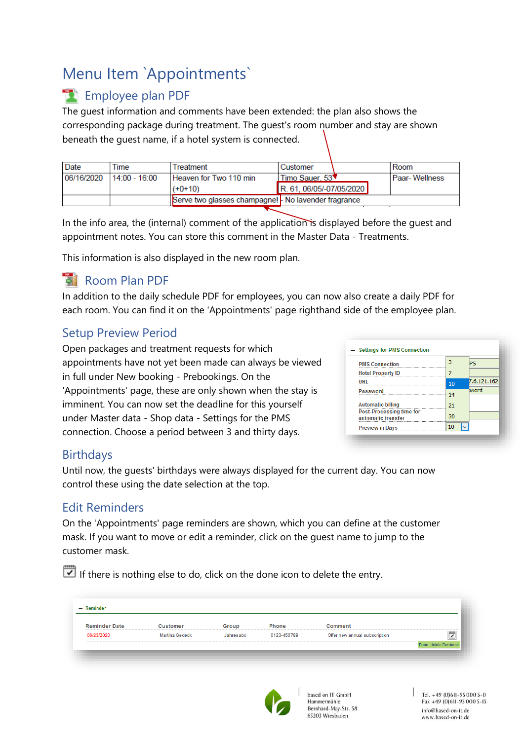# Menu Item `Appointments`

## Employee plan PDF

The guest information and comments have been extended: the plan also shows the corresponding package during treatment. The guest's room number and stay are shown beneath the guest name, if a hotel system is connected.

| Date | Time | Treatment | Customer | Room |
|---|---|---|---|---|
| 06/16/2020 | 14:00 - 16:00 | Heaven for Two 110 min (+0+10) | Timo Sauer, 53<br>R. 61, 06/05/-07/05/2020 | Paar- Wellness |
| | | Serve two glasses champagne! - No lavender fragrance | | |

In the info area, the (internal) comment of the application is displayed before the guest and appointment notes. You can store this comment in the Master Data - Treatments.

This information is also displayed in the new room plan.

## Room Plan PDF

In addition to the daily schedule PDF for employees, you can now also create a daily PDF for each room. You can find it on the 'Appointments' page righthand side of the employee plan.

## Setup Preview Period

Open packages and treatment requests for which appointments have not yet been made can always be viewed in full under New booking - Prebookings. On the 'Appointments' page, these are only shown when the stay is imminent. You can now set the deadline for this yourself under Master data - Shop data - Settings for the PMS connection. Choose a period between 3 and thirty days.

## Birthdays

Until now, the guests' birthdays were always displayed for the current day. You can now control these using the date selection at the top.

## Edit Reminders

On the 'Appointments' page reminders are shown, which you can define at the customer mask. If you want to move or edit a reminder, click on the guest name to jump to the customer mask.

If there is nothing else to do, click on the done icon to delete the entry.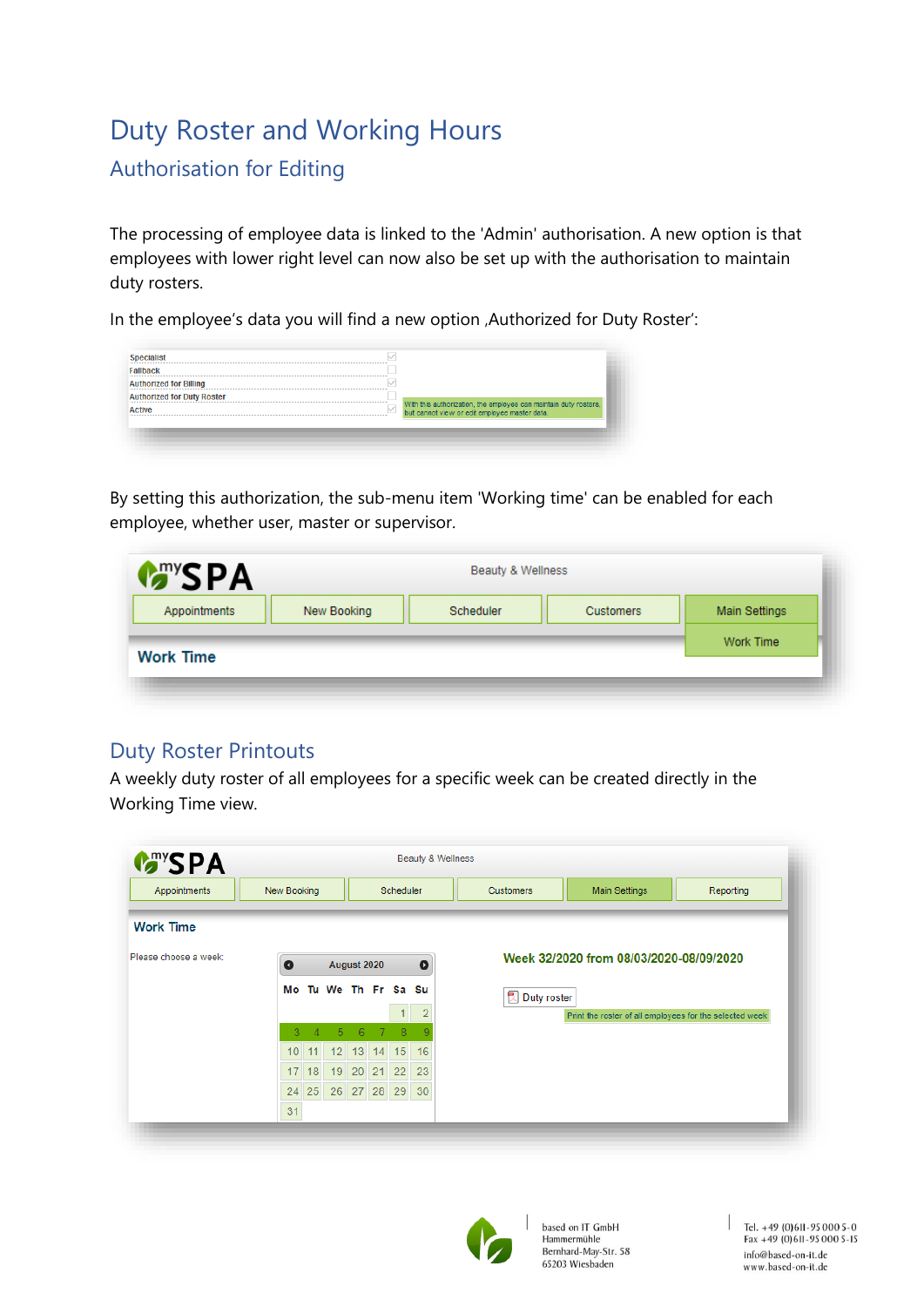# Duty Roster and Working Hours

## Authorisation for Editing

The processing of employee data is linked to the 'Admin' authorisation. A new option is that employees with lower right level can now also be set up with the authorisation to maintain duty rosters.

In the employee's data you will find a new option ‚Authorized for Duty Roster':

By setting this authorization, the sub-menu item 'Working time' can be enabled for each employee, whether user, master or supervisor.

## Duty Roster Printouts

A weekly duty roster of all employees for a specific week can be created directly in the Working Time view.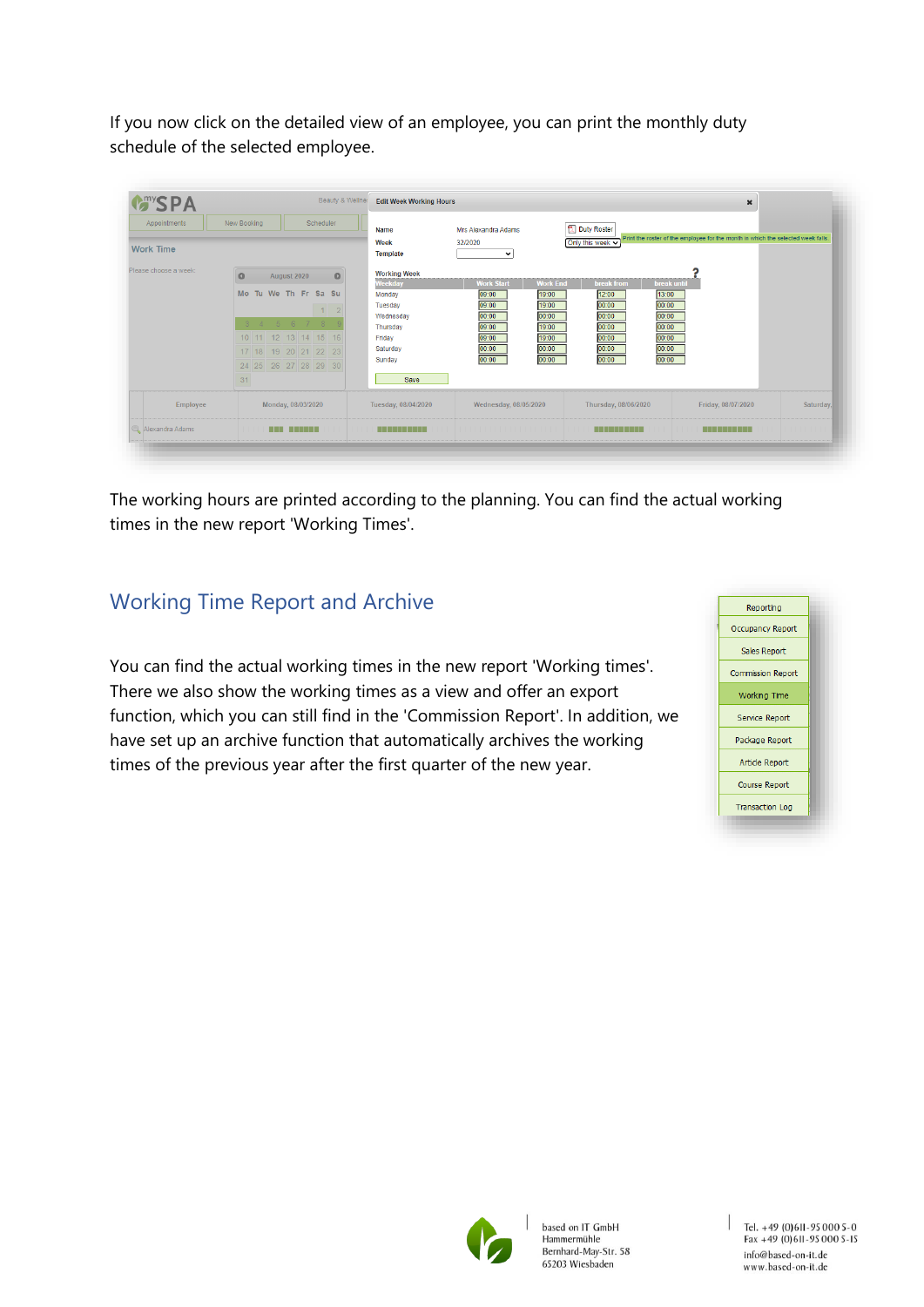If you now click on the detailed view of an employee, you can print the monthly duty schedule of the selected employee.

The working hours are printed according to the planning. You can find the actual working times in the new report 'Working Times'.

## Working Time Report and Archive

You can find the actual working times in the new report 'Working times'. There we also show the working times as a view and offer an export function, which you can still find in the 'Commission Report'. In addition, we have set up an archive function that automatically archives the working times of the previous year after the first quarter of the new year.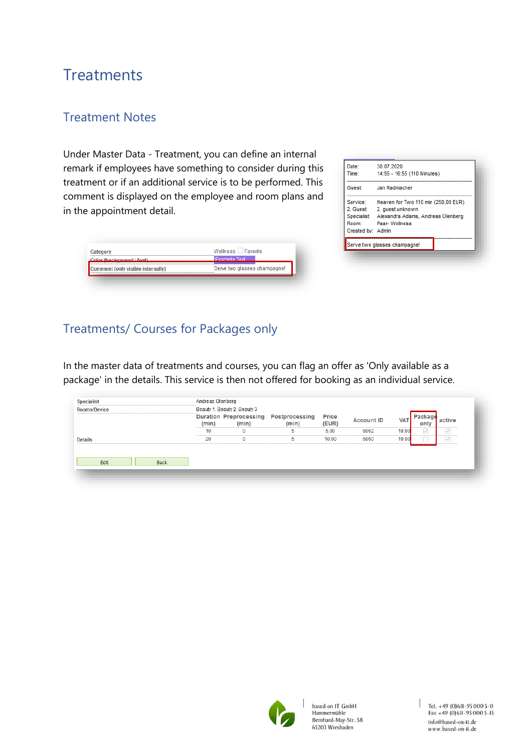# Treatments

## Treatment Notes

Under Master Data - Treatment, you can define an internal remark if employees have something to consider during this treatment or if an additional service is to be performed. This comment is displayed on the employee and room plans and in the appointment detail.

## Treatments/ Courses for Packages only

In the master data of treatments and courses, you can flag an offer as 'Only available as a package' in the details. This service is then not offered for booking as an individual service.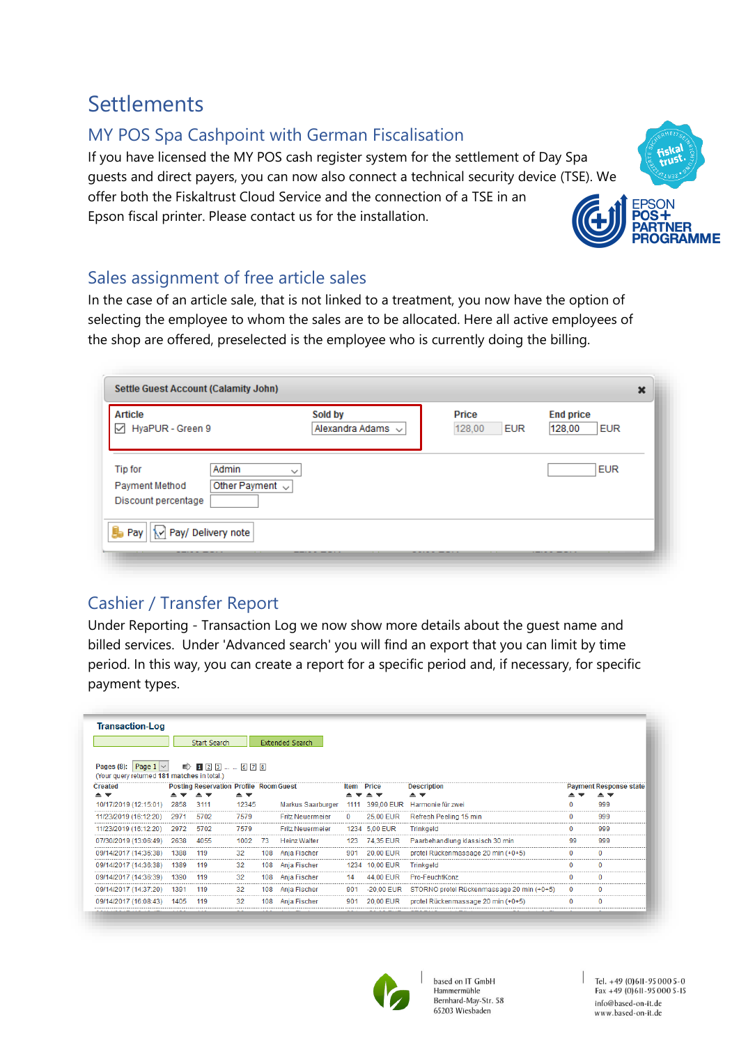# Settlements

## MY POS Spa Cashpoint with German Fiscalisation

If you have licensed the MY POS cash register system for the settlement of Day Spa guests and direct payers, you can now also connect a technical security device (TSE). We offer both the Fiskaltrust Cloud Service and the connection of a TSE in an Epson fiscal printer. Please contact us for the installation.

## Sales assignment of free article sales

In the case of an article sale, that is not linked to a treatment, you now have the option of selecting the employee to whom the sales are to be allocated. Here all active employees of the shop are offered, preselected is the employee who is currently doing the billing.

## Cashier / Transfer Report

Under Reporting - Transaction Log we now show more details about the guest name and billed services. Under 'Advanced search' you will find an export that you can limit by time period. In this way, you can create a report for a specific period and, if necessary, for specific payment types.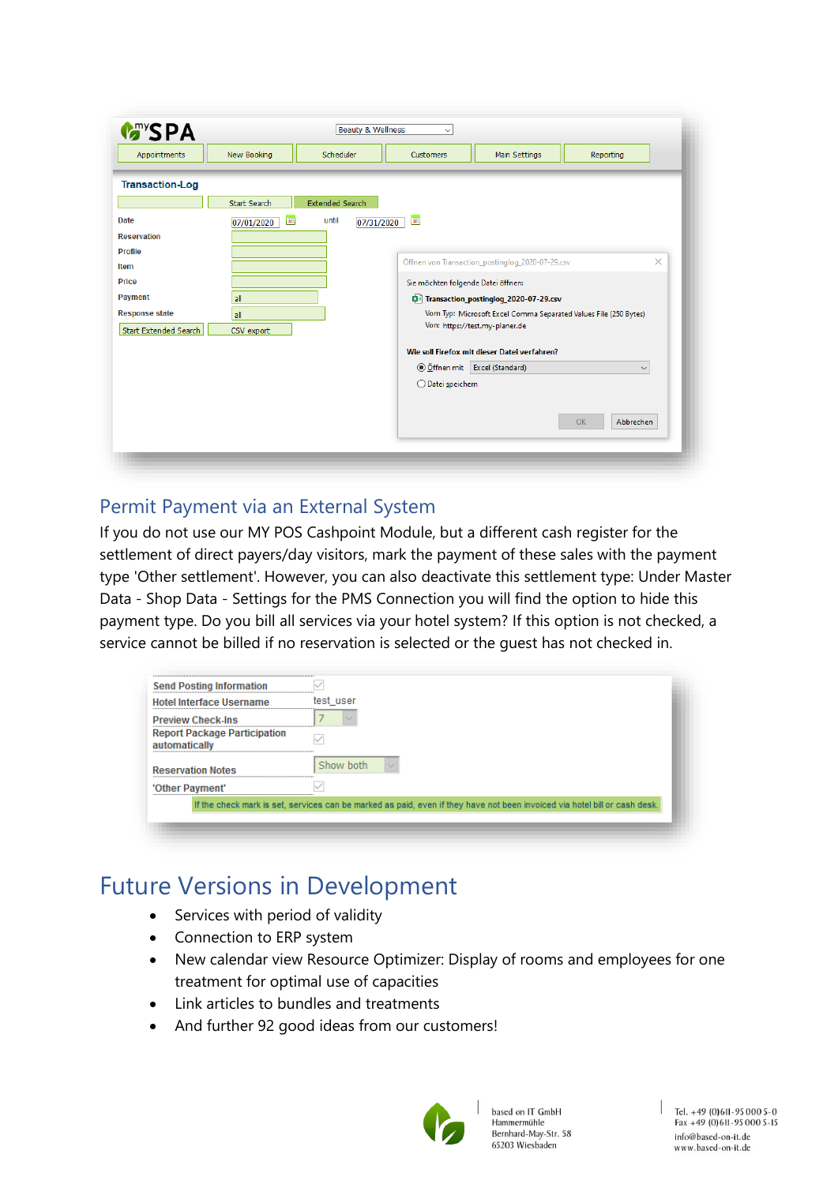## Permit Payment via an External System

If you do not use our MY POS Cashpoint Module, but a different cash register for the settlement of direct payers/day visitors, mark the payment of these sales with the payment type 'Other settlement'. However, you can also deactivate this settlement type: Under Master Data - Shop Data - Settings for the PMS Connection you will find the option to hide this payment type. Do you bill all services via your hotel system? If this option is not checked, a service cannot be billed if no reservation is selected or the guest has not checked in.

# Future Versions in Development

- Services with period of validity
- Connection to ERP system
- New calendar view Resource Optimizer: Display of rooms and employees for one treatment for optimal use of capacities
- Link articles to bundles and treatments
- And further 92 good ideas from our customers!

based on IT GmbH
Hammermühle
Bernhard-May-Str. 58
65203 Wiesbaden

Tel. +49 (0)611-95 000 5-0
Fax +49 (0)611-95 000 5-15
info@based-on-it.de
www.based-on-it.de